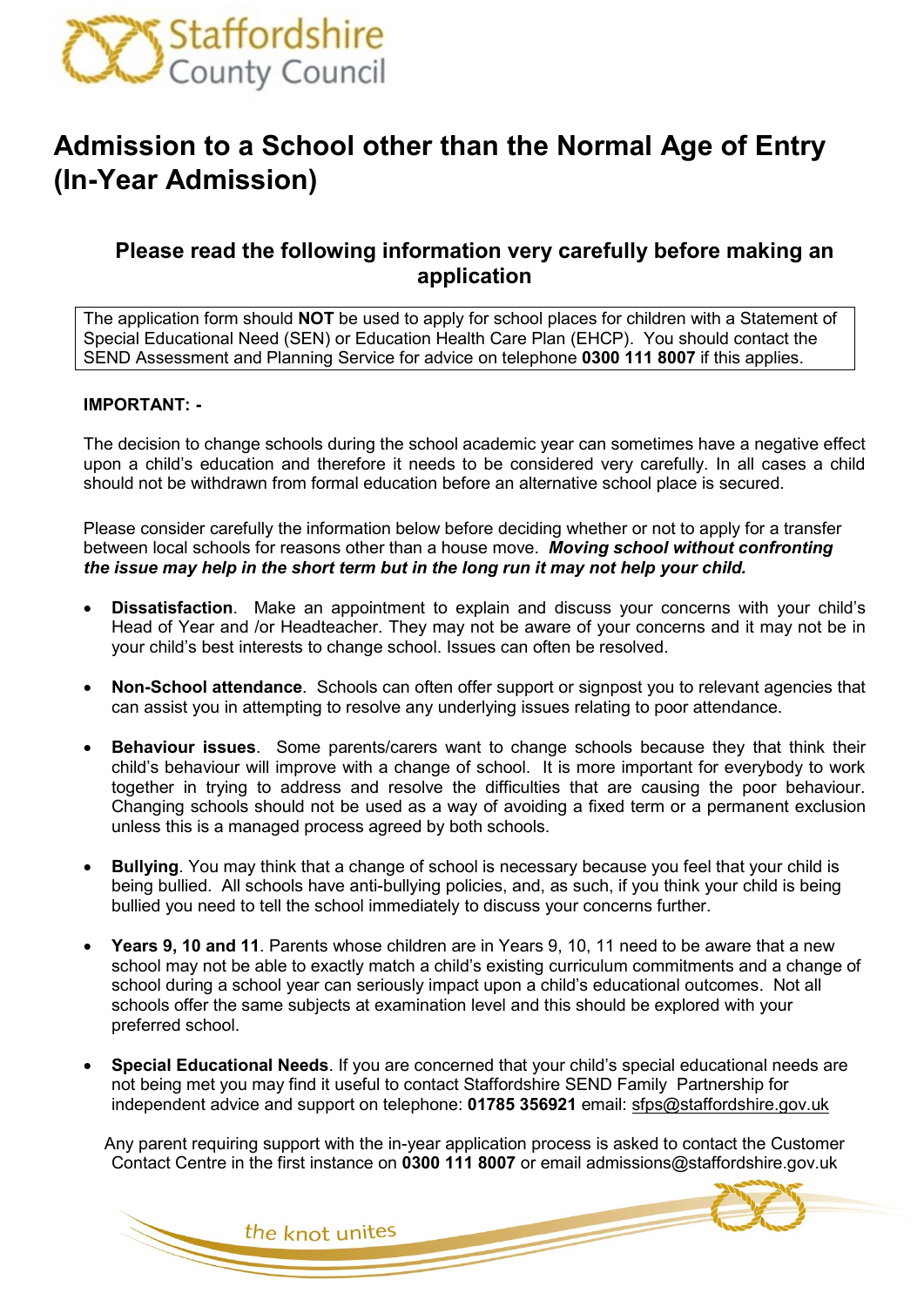Staffordshire County Council

# Admission to a School other than the Normal Age of Entry (In-Year Admission)

## Please read the following information very carefully before making an application

The application form should **NOT** be used to apply for school places for children with a Statement of Special Educational Need (SEN) or Education Health Care Plan (EHCP). You should contact the SEND Assessment and Planning Service for advice on telephone **0300 111 8007** if this applies.

**IMPORTANT: -**

The decision to change schools during the school academic year can sometimes have a negative effect upon a child's education and therefore it needs to be considered very carefully. In all cases a child should not be withdrawn from formal education before an alternative school place is secured.

Please consider carefully the information below before deciding whether or not to apply for a transfer between local schools for reasons other than a house move. ***Moving school without confronting the issue may help in the short term but in the long run it may not help your child.***

- **Dissatisfaction**. Make an appointment to explain and discuss your concerns with your child's Head of Year and /or Headteacher. They may not be aware of your concerns and it may not be in your child's best interests to change school. Issues can often be resolved.
- **Non-School attendance**. Schools can often offer support or signpost you to relevant agencies that can assist you in attempting to resolve any underlying issues relating to poor attendance.
- **Behaviour issues**. Some parents/carers want to change schools because they that think their child's behaviour will improve with a change of school. It is more important for everybody to work together in trying to address and resolve the difficulties that are causing the poor behaviour. Changing schools should not be used as a way of avoiding a fixed term or a permanent exclusion unless this is a managed process agreed by both schools.
- **Bullying**. You may think that a change of school is necessary because you feel that your child is being bullied. All schools have anti-bullying policies, and, as such, if you think your child is being bullied you need to tell the school immediately to discuss your concerns further.
- **Years 9, 10 and 11**. Parents whose children are in Years 9, 10, 11 need to be aware that a new school may not be able to exactly match a child's existing curriculum commitments and a change of school during a school year can seriously impact upon a child's educational outcomes. Not all schools offer the same subjects at examination level and this should be explored with your preferred school.
- **Special Educational Needs**. If you are concerned that your child's special educational needs are not being met you may find it useful to contact Staffordshire SEND Family Partnership for independent advice and support on telephone: **01785 356921** email: sfps@staffordshire.gov.uk

Any parent requiring support with the in-year application process is asked to contact the Customer Contact Centre in the first instance on **0300 111 8007** or email admissions@staffordshire.gov.uk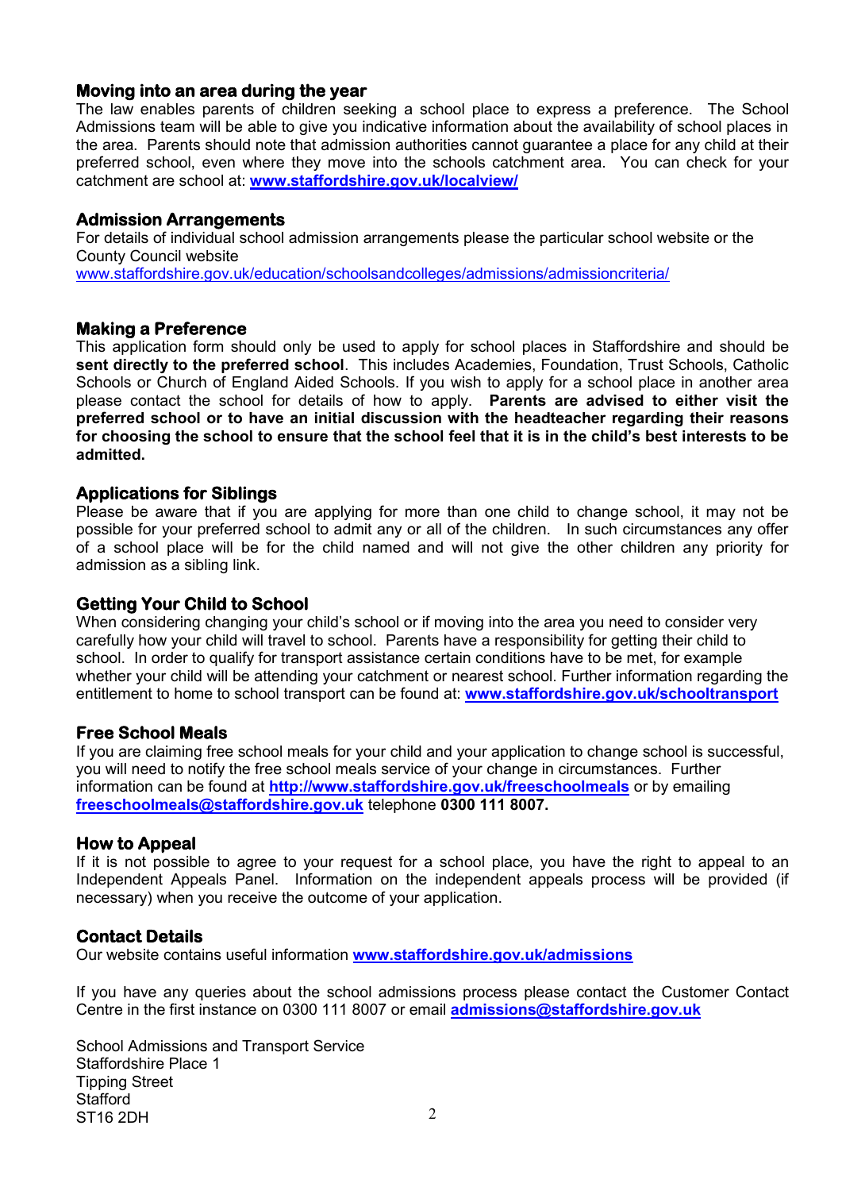### Moving into an area during the year

The law enables parents of children seeking a school place to express a preference. The School Admissions team will be able to give you indicative information about the availability of school places in the area. Parents should note that admission authorities cannot guarantee a place for any child at their preferred school, even where they move into the schools catchment area. You can check for your catchment are school at: **www.staffordshire.gov.uk/localview/**

### Admission Arrangements

For details of individual school admission arrangements please the particular school website or the County Council website
www.staffordshire.gov.uk/education/schoolsandcolleges/admissions/admissioncriteria/

### Making a Preference

This application form should only be used to apply for school places in Staffordshire and should be **sent directly to the preferred school**. This includes Academies, Foundation, Trust Schools, Catholic Schools or Church of England Aided Schools. If you wish to apply for a school place in another area please contact the school for details of how to apply. **Parents are advised to either visit the preferred school or to have an initial discussion with the headteacher regarding their reasons for choosing the school to ensure that the school feel that it is in the child's best interests to be admitted.**

### Applications for Siblings

Please be aware that if you are applying for more than one child to change school, it may not be possible for your preferred school to admit any or all of the children. In such circumstances any offer of a school place will be for the child named and will not give the other children any priority for admission as a sibling link.

### Getting Your Child to School

When considering changing your child's school or if moving into the area you need to consider very carefully how your child will travel to school. Parents have a responsibility for getting their child to school. In order to qualify for transport assistance certain conditions have to be met, for example whether your child will be attending your catchment or nearest school. Further information regarding the entitlement to home to school transport can be found at: **www.staffordshire.gov.uk/schooltransport**

### Free School Meals

If you are claiming free school meals for your child and your application to change school is successful, you will need to notify the free school meals service of your change in circumstances. Further information can be found at **http://www.staffordshire.gov.uk/freeschoolmeals** or by emailing **freeschoolmeals@staffordshire.gov.uk** telephone **0300 111 8007.**

### How to Appeal

If it is not possible to agree to your request for a school place, you have the right to appeal to an Independent Appeals Panel. Information on the independent appeals process will be provided (if necessary) when you receive the outcome of your application.

### Contact Details

Our website contains useful information **www.staffordshire.gov.uk/admissions**

If you have any queries about the school admissions process please contact the Customer Contact Centre in the first instance on 0300 111 8007 or email **admissions@staffordshire.gov.uk**

School Admissions and Transport Service
Staffordshire Place 1
Tipping Street
Stafford
ST16 2DH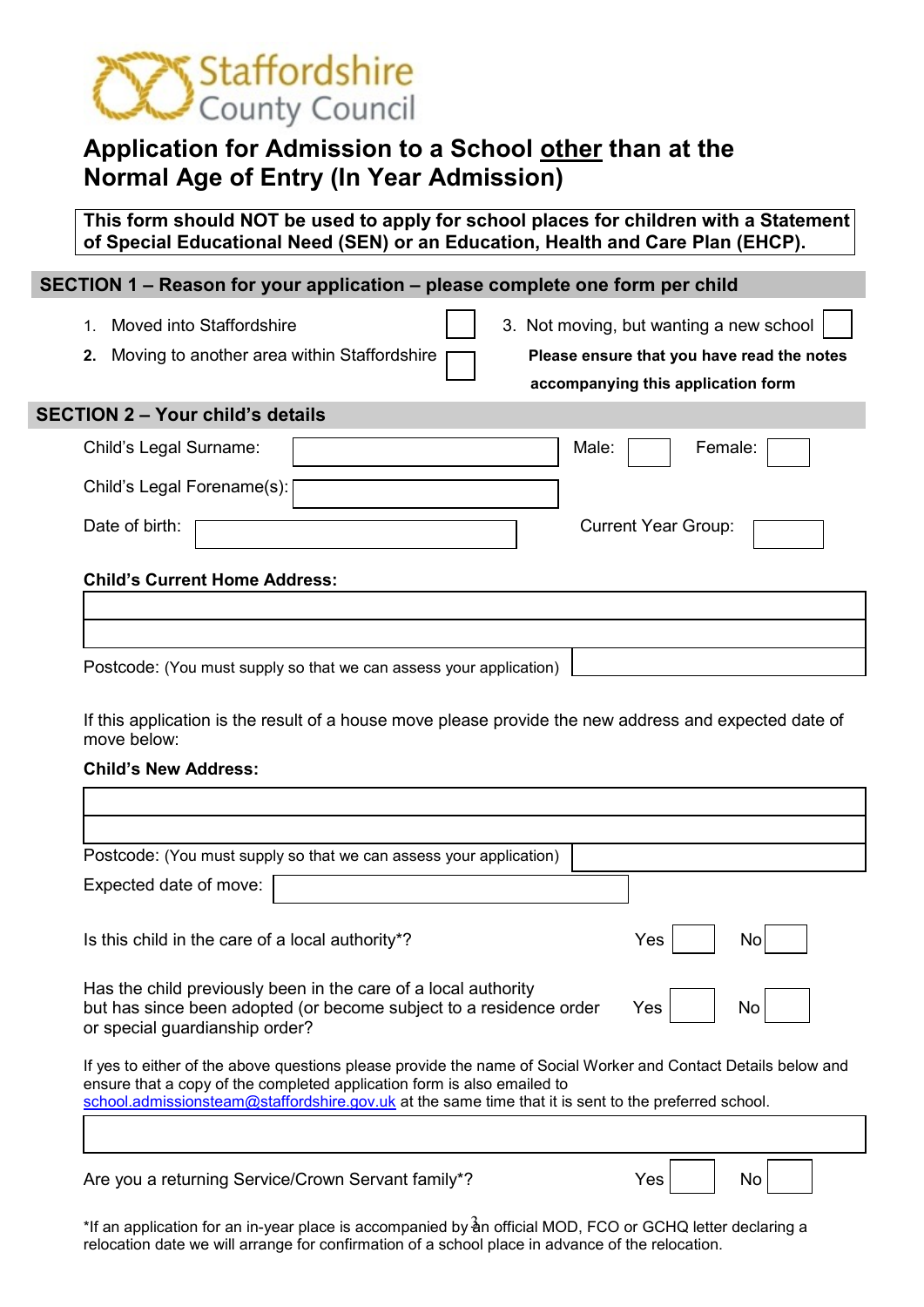Staffordshire County Council

# Application for Admission to a School other than at the Normal Age of Entry (In Year Admission)

**This form should NOT be used to apply for school places for children with a Statement of Special Educational Need (SEN) or an Education, Health and Care Plan (EHCP).**

## SECTION 1 – Reason for your application – please complete one form per child

1. Moved into Staffordshire ☐
2. Moving to another area within Staffordshire ☐
3. Not moving, but wanting a new school ☐

**Please ensure that you have read the notes accompanying this application form**

## SECTION 2 – Your child's details

Child's Legal Surname: ____________ Male: ☐ Female: ☐

Child's Legal Forename(s): ____________

Date of birth: ____________ Current Year Group: ____________

**Child's Current Home Address:**

____________

____________

Postcode: (You must supply so that we can assess your application) ____________

If this application is the result of a house move please provide the new address and expected date of move below:

**Child's New Address:**

____________

____________

Postcode: (You must supply so that we can assess your application) ____________

Expected date of move: ____________

Is this child in the care of a local authority*? Yes ☐ No ☐

Has the child previously been in the care of a local authority but has since been adopted (or become subject to a residence order or special guardianship order? Yes ☐ No ☐

If yes to either of the above questions please provide the name of Social Worker and Contact Details below and ensure that a copy of the completed application form is also emailed to school.admissionsteam@staffordshire.gov.uk at the same time that it is sent to the preferred school.

____________

Are you a returning Service/Crown Servant family*? Yes ☐ No ☐

*If an application for an in-year place is accompanied by an official MOD, FCO or GCHQ letter declaring a relocation date we will arrange for confirmation of a school place in advance of the relocation.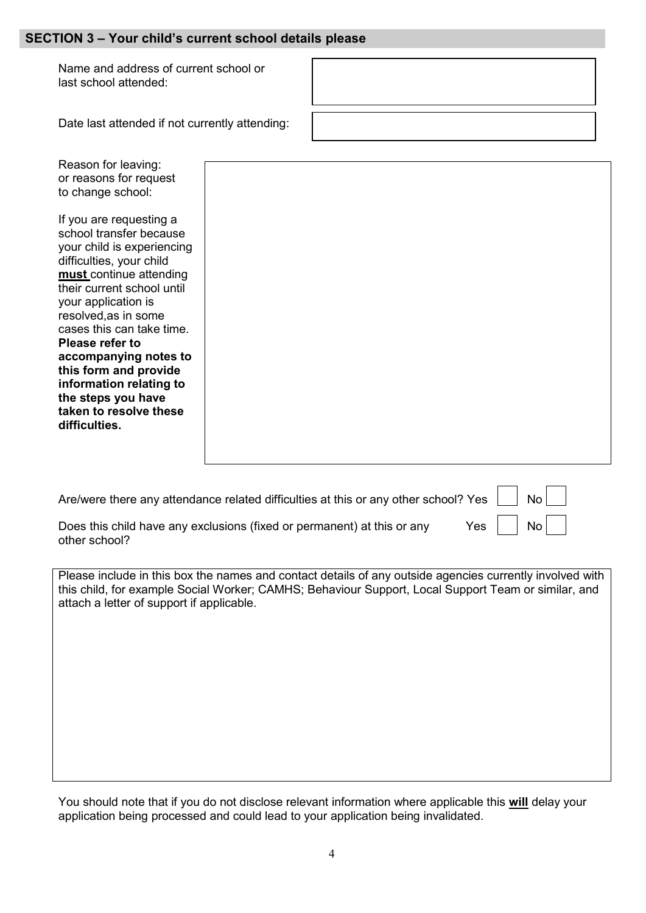## SECTION 3 – Your child's current school details please

Name and address of current school or last school attended:

Date last attended if not currently attending:

Reason for leaving: or reasons for request to change school:

If you are requesting a school transfer because your child is experiencing difficulties, your child **must** continue attending their current school until your application is resolved,as in some cases this can take time. **Please refer to accompanying notes to this form and provide information relating to the steps you have taken to resolve these difficulties.**

Are/were there any attendance related difficulties at this or any other school? Yes ☐ No ☐

Does this child have any exclusions (fixed or permanent) at this or any other school? Yes ☐ No ☐

Please include in this box the names and contact details of any outside agencies currently involved with this child, for example Social Worker; CAMHS; Behaviour Support, Local Support Team or similar, and attach a letter of support if applicable.

You should note that if you do not disclose relevant information where applicable this **will** delay your application being processed and could lead to your application being invalidated.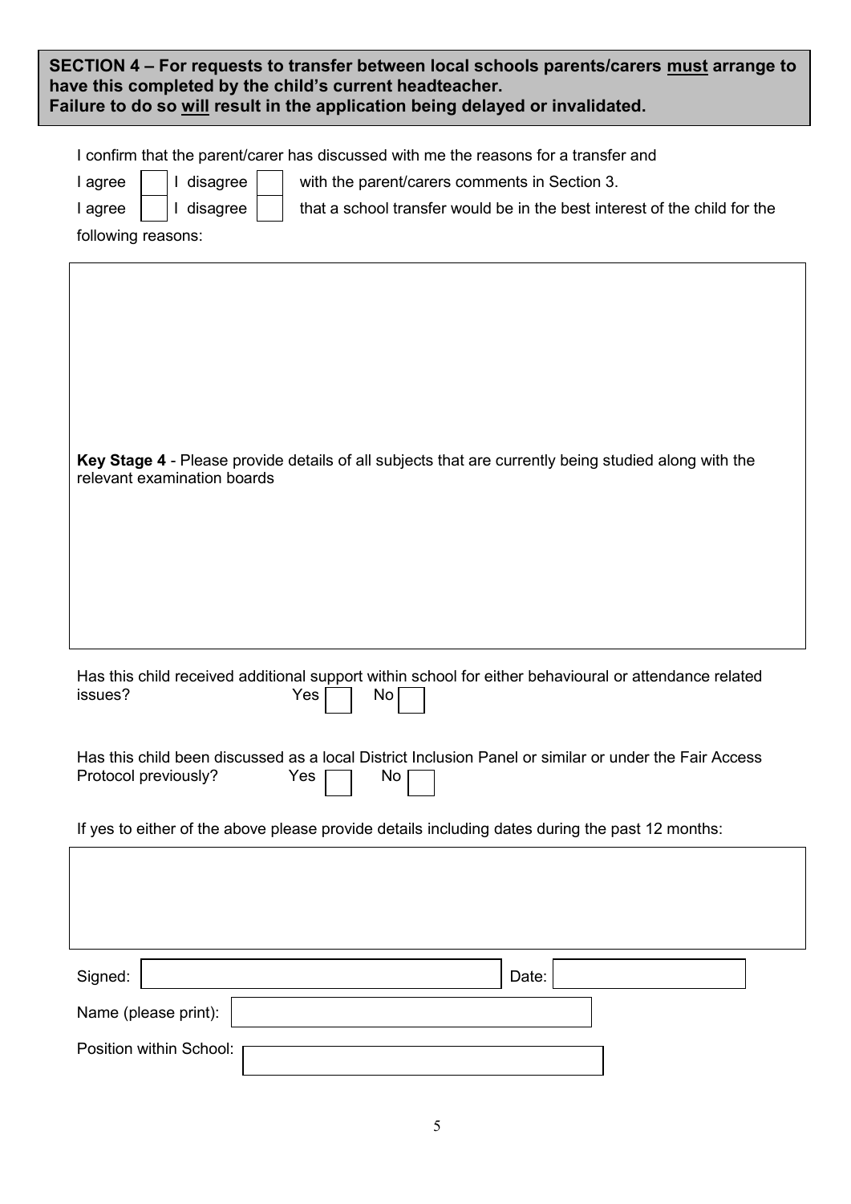**SECTION 4 – For requests to transfer between local schools parents/carers must arrange to have this completed by the child's current headteacher.**
**Failure to do so will result in the application being delayed or invalidated.**

I confirm that the parent/carer has discussed with me the reasons for a transfer and

I agree ☐ I disagree ☐ with the parent/carers comments in Section 3.

I agree ☐ I disagree ☐ that a school transfer would be in the best interest of the child for the following reasons:

**Key Stage 4** - Please provide details of all subjects that are currently being studied along with the relevant examination boards

Has this child received additional support within school for either behavioural or attendance related issues? Yes ☐ No ☐

Has this child been discussed as a local District Inclusion Panel or similar or under the Fair Access Protocol previously? Yes ☐ No ☐

If yes to either of the above please provide details including dates during the past 12 months:

Signed: \_\_\_\_\_\_\_\_\_\_\_\_\_\_\_\_ Date: \_\_\_\_\_\_\_\_\_\_

Name (please print): \_\_\_\_\_\_\_\_\_\_\_\_\_\_\_\_

Position within School: \_\_\_\_\_\_\_\_\_\_\_\_\_\_\_\_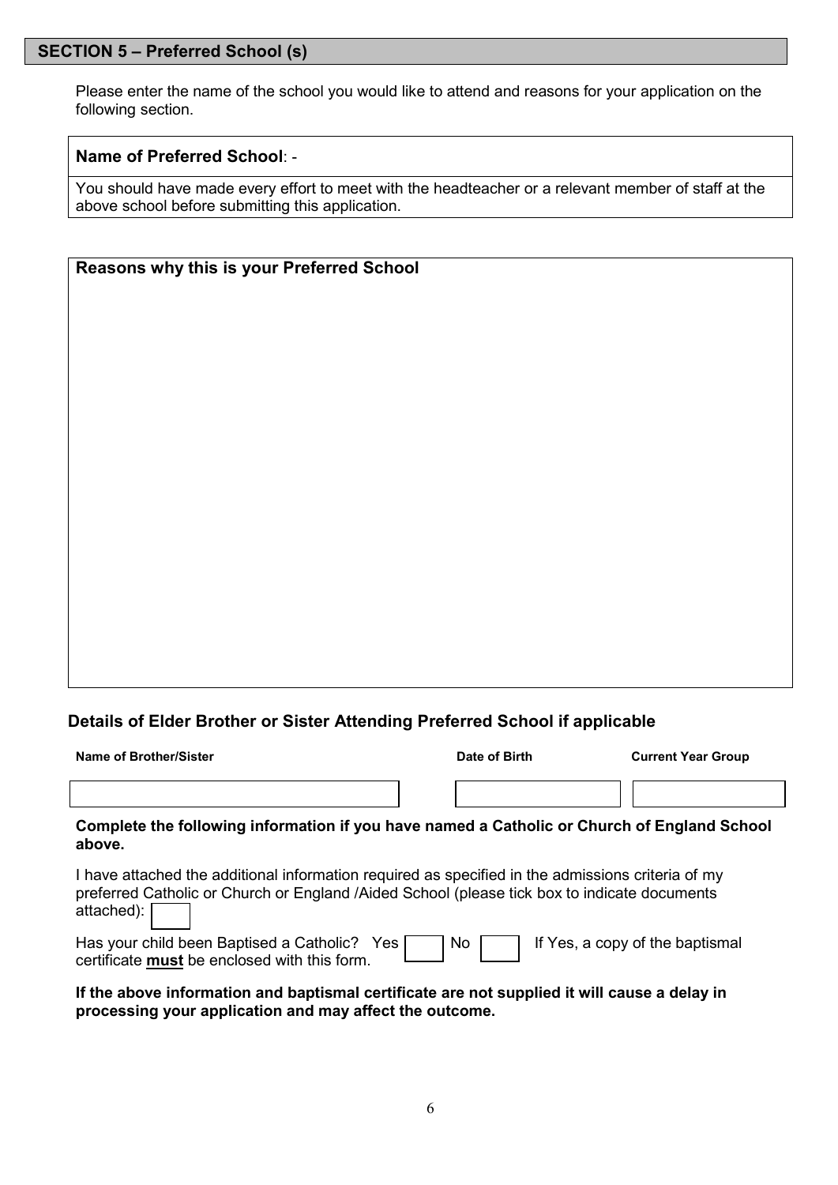## SECTION 5 – Preferred School (s)

Please enter the name of the school you would like to attend and reasons for your application on the following section.

**Name of Preferred School**: -

You should have made every effort to meet with the headteacher or a relevant member of staff at the above school before submitting this application.

**Reasons why this is your Preferred School**

### Details of Elder Brother or Sister Attending Preferred School if applicable

| Name of Brother/Sister | Date of Birth | Current Year Group |
|---|---|---|
| | | |

**Complete the following information if you have named a Catholic or Church of England School above.**

I have attached the additional information required as specified in the admissions criteria of my preferred Catholic or Church or England /Aided School (please tick box to indicate documents attached): ☐

Has your child been Baptised a Catholic? Yes ☐ No ☐ If Yes, a copy of the baptismal certificate **must** be enclosed with this form.

**If the above information and baptismal certificate are not supplied it will cause a delay in processing your application and may affect the outcome.**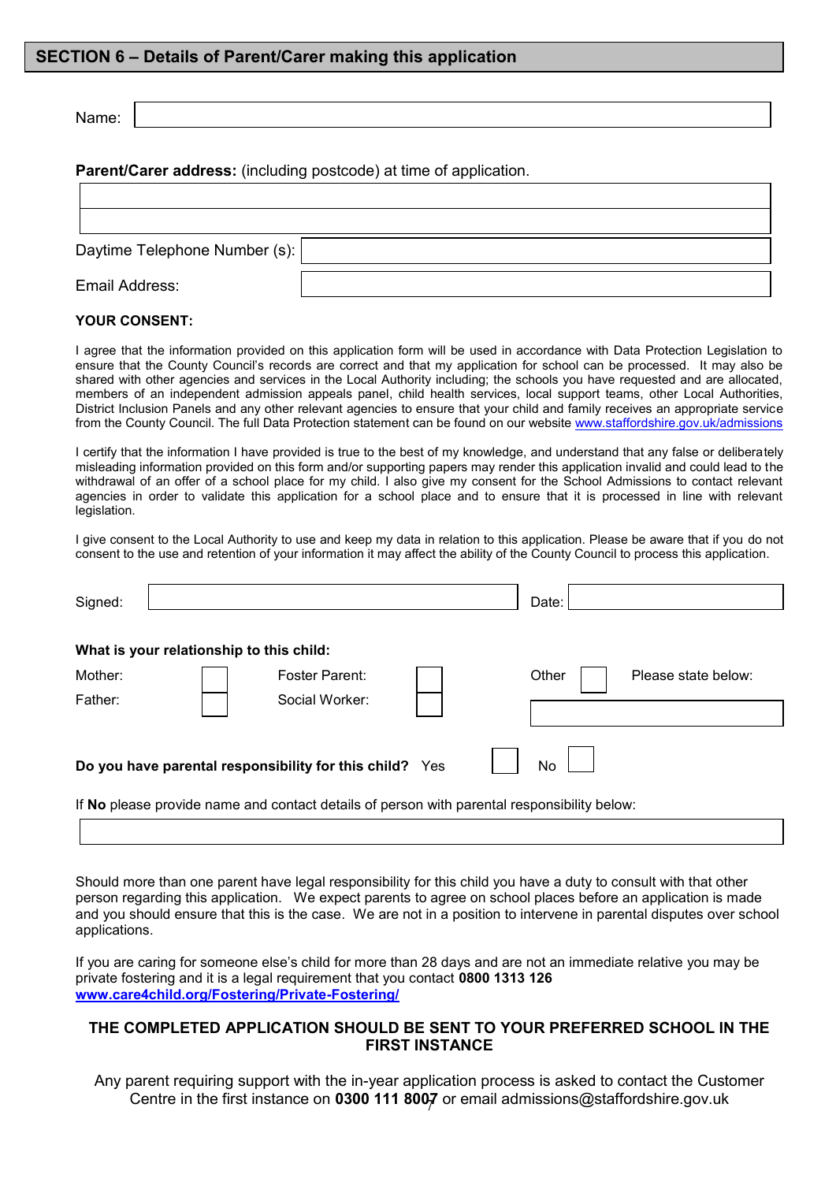## SECTION 6 – Details of Parent/Carer making this application

Name:

**Parent/Carer address:** (including postcode) at time of application.

Daytime Telephone Number (s):

Email Address:

**YOUR CONSENT:**

I agree that the information provided on this application form will be used in accordance with Data Protection Legislation to ensure that the County Council's records are correct and that my application for school can be processed. It may also be shared with other agencies and services in the Local Authority including; the schools you have requested and are allocated, members of an independent admission appeals panel, child health services, local support teams, other Local Authorities, District Inclusion Panels and any other relevant agencies to ensure that your child and family receives an appropriate service from the County Council. The full Data Protection statement can be found on our website www.staffordshire.gov.uk/admissions

I certify that the information I have provided is true to the best of my knowledge, and understand that any false or deliberately misleading information provided on this form and/or supporting papers may render this application invalid and could lead to the withdrawal of an offer of a school place for my child. I also give my consent for the School Admissions to contact relevant agencies in order to validate this application for a school place and to ensure that it is processed in line with relevant legislation.

I give consent to the Local Authority to use and keep my data in relation to this application. Please be aware that if you do not consent to the use and retention of your information it may affect the ability of the County Council to process this application.

Signed: Date:

**What is your relationship to this child:**

| | | | | | | |
|---|---|---|---|---|---|---|
| Mother: | ☐ | Foster Parent: | ☐ | Other | ☐ | Please state below: |
| Father: | ☐ | Social Worker: | ☐ | | | |

**Do you have parental responsibility for this child?** Yes ☐ No ☐

If **No** please provide name and contact details of person with parental responsibility below:

Should more than one parent have legal responsibility for this child you have a duty to consult with that other person regarding this application. We expect parents to agree on school places before an application is made and you should ensure that this is the case. We are not in a position to intervene in parental disputes over school applications.

If you are caring for someone else's child for more than 28 days and are not an immediate relative you may be private fostering and it is a legal requirement that you contact **0800 1313 126**
**www.care4child.org/Fostering/Private-Fostering/**

**THE COMPLETED APPLICATION SHOULD BE SENT TO YOUR PREFERRED SCHOOL IN THE FIRST INSTANCE**

Any parent requiring support with the in-year application process is asked to contact the Customer Centre in the first instance on **0300 111 8007** or email admissions@staffordshire.gov.uk